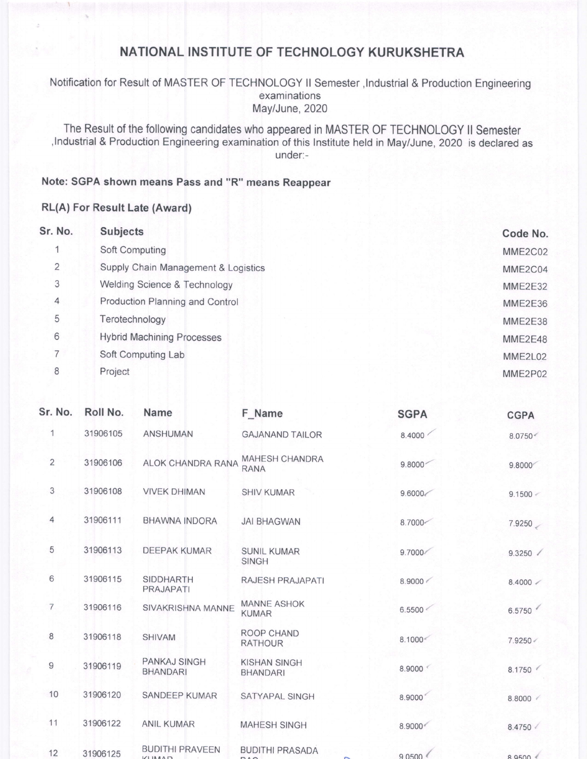# NATIONAL INSTITUTE OF TECHNOLOGY KURUKSHETRA

Notification for Result of MASTER OF TECHNOLOGY II Semester ,Industrial & Production Engineering examinations
May/June, 2020

The Result of the following candidates who appeared in MASTER OF TECHNOLOGY II Semester ,Industrial & Production Engineering examination of this Institute held in May/June, 2020 is declared as under:-

**Note: SGPA shown means Pass and "R" means Reappear**

**RL(A) For Result Late (Award)**

| Sr. No. | Subjects | Code No. |
|---|---|---|
| 1 | Soft Computing | MME2C02 |
| 2 | Supply Chain Management & Logistics | MME2C04 |
| 3 | Welding Science & Technology | MME2E32 |
| 4 | Production Planning and Control | MME2E36 |
| 5 | Terotechnology | MME2E38 |
| 6 | Hybrid Machining Processes | MME2E48 |
| 7 | Soft Computing Lab | MME2L02 |
| 8 | Project | MME2P02 |

| Sr. No. | Roll No. | Name | F_Name | SGPA | CGPA |
|---|---|---|---|---|---|
| 1 | 31906105 | ANSHUMAN | GAJANAND TAILOR | 8.4000 | 8.0750 |
| 2 | 31906106 | ALOK CHANDRA RANA | MAHESH CHANDRA RANA | 9.8000 | 9.8000 |
| 3 | 31906108 | VIVEK DHIMAN | SHIV KUMAR | 9.6000 | 9.1500 |
| 4 | 31906111 | BHAWNA INDORA | JAI BHAGWAN | 8.7000 | 7.9250 |
| 5 | 31906113 | DEEPAK KUMAR | SUNIL KUMAR SINGH | 9.7000 | 9.3250 |
| 6 | 31906115 | SIDDHARTH PRAJAPATI | RAJESH PRAJAPATI | 8.9000 | 8.4000 |
| 7 | 31906116 | SIVAKRISHNA MANNE | MANNE ASHOK KUMAR | 6.5500 | 6.5750 |
| 8 | 31906118 | SHIVAM | ROOP CHAND RATHOUR | 8.1000 | 7.9250 |
| 9 | 31906119 | PANKAJ SINGH BHANDARI | KISHAN SINGH BHANDARI | 8.9000 | 8.1750 |
| 10 | 31906120 | SANDEEP KUMAR | SATYAPAL SINGH | 8.9000 | 8.8000 |
| 11 | 31906122 | ANIL KUMAR | MAHESH SINGH | 8.9000 | 8.4750 |
| 12 | 31906125 | BUDITHI PRAVEEN KUMAR | BUDITHI PRASADA RAO | 9.0500 | 8.9500 |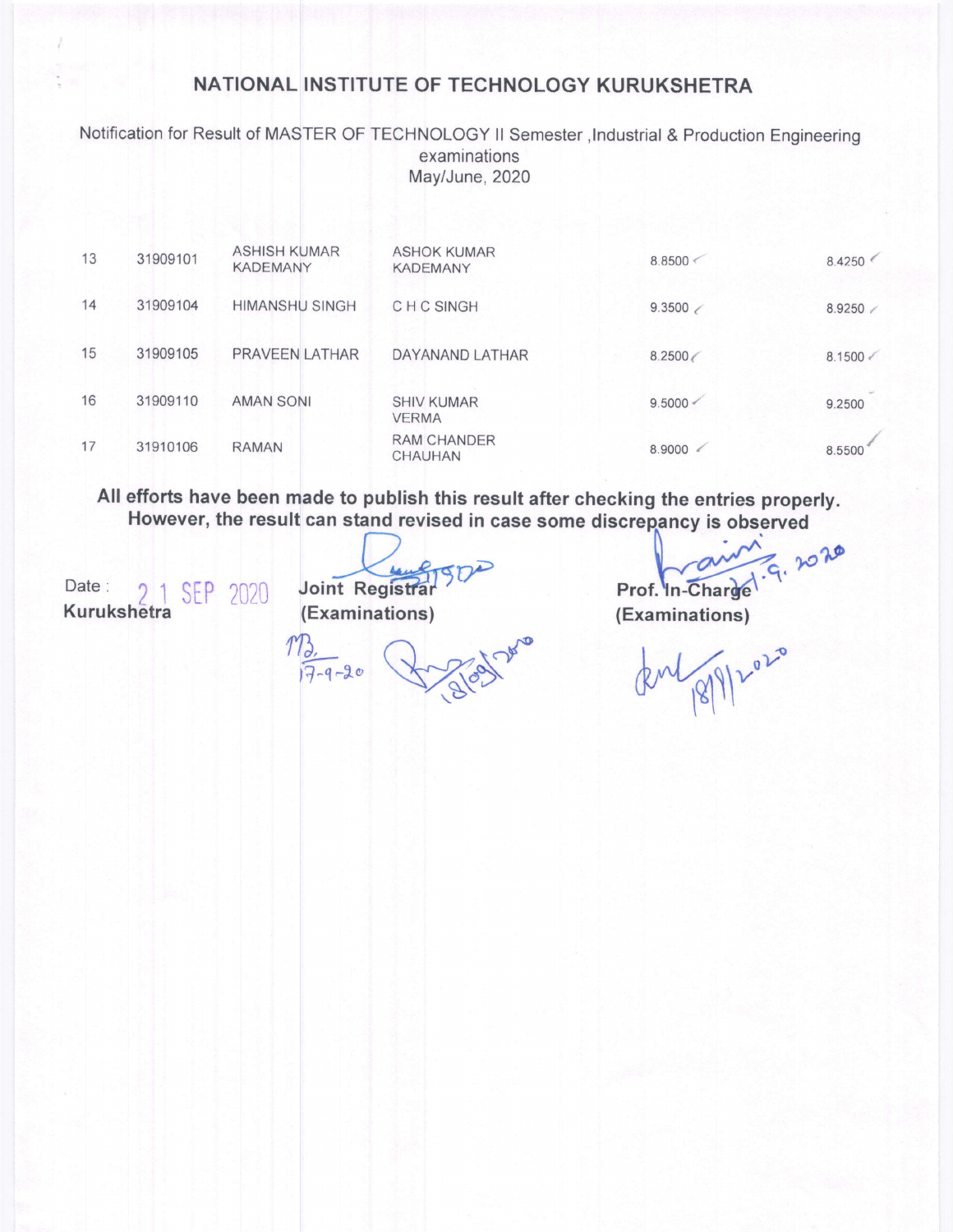## NATIONAL INSTITUTE OF TECHNOLOGY KURUKSHETRA

Notification for Result of MASTER OF TECHNOLOGY II Semester ,Industrial & Production Engineering examinations May/June, 2020

| | | | | | |
|---|---|---|---|---|---|
| 13 | 31909101 | ASHISH KUMAR KADEMANY | ASHOK KUMAR KADEMANY | 8.8500 | 8.4250 |
| 14 | 31909104 | HIMANSHU SINGH | C H C SINGH | 9.3500 | 8.9250 |
| 15 | 31909105 | PRAVEEN LATHAR | DAYANAND LATHAR | 8.2500 | 8.1500 |
| 16 | 31909110 | AMAN SONI | SHIV KUMAR VERMA | 9.5000 | 9.2500 |
| 17 | 31910106 | RAMAN | RAM CHANDER CHAUHAN | 8.9000 | 8.5500 |

**All efforts have been made to publish this result after checking the entries properly. However, the result can stand revised in case some discrepancy is observed**

Date : 21 SEP 2020
**Kurukshetra**

**Joint Registrar**
**(Examinations)**

**Prof. In-Charge**
**(Examinations)**